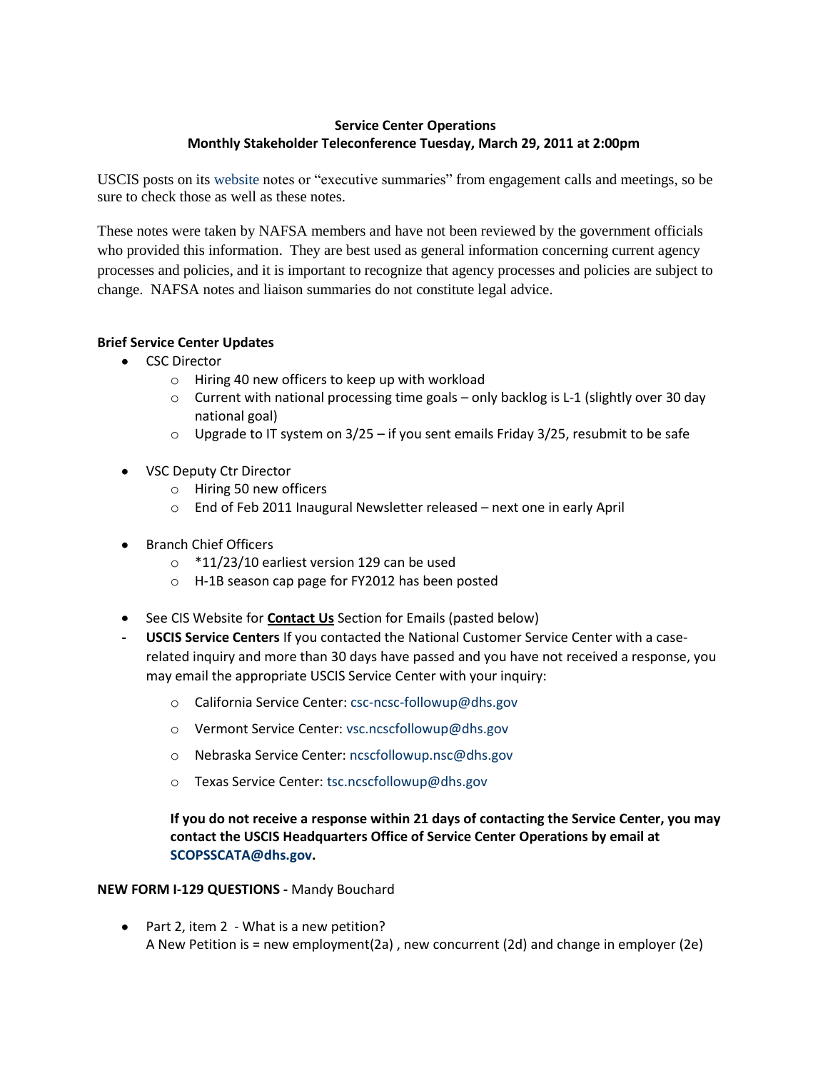**Service Center Operations**
**Monthly Stakeholder Teleconference Tuesday, March 29, 2011 at 2:00pm**

USCIS posts on its website notes or "executive summaries" from engagement calls and meetings, so be sure to check those as well as these notes.

These notes were taken by NAFSA members and have not been reviewed by the government officials who provided this information. They are best used as general information concerning current agency processes and policies, and it is important to recognize that agency processes and policies are subject to change. NAFSA notes and liaison summaries do not constitute legal advice.

**Brief Service Center Updates**

- CSC Director
  - Hiring 40 new officers to keep up with workload
  - Current with national processing time goals – only backlog is L-1 (slightly over 30 day national goal)
  - Upgrade to IT system on 3/25 – if you sent emails Friday 3/25, resubmit to be safe

- VSC Deputy Ctr Director
  - Hiring 50 new officers
  - End of Feb 2011 Inaugural Newsletter released – next one in early April

- Branch Chief Officers
  - *11/23/10 earliest version 129 can be used
  - H-1B season cap page for FY2012 has been posted

- See CIS Website for **Contact Us** Section for Emails (pasted below)

- **USCIS Service Centers** If you contacted the National Customer Service Center with a case-related inquiry and more than 30 days have passed and you have not received a response, you may email the appropriate USCIS Service Center with your inquiry:
  - California Service Center: csc-ncsc-followup@dhs.gov
  - Vermont Service Center: vsc.ncscfollowup@dhs.gov
  - Nebraska Service Center: ncscfollowup.nsc@dhs.gov
  - Texas Service Center: tsc.ncscfollowup@dhs.gov

  **If you do not receive a response within 21 days of contacting the Service Center, you may contact the USCIS Headquarters Office of Service Center Operations by email at SCOPSSCATA@dhs.gov.**

**NEW FORM I-129 QUESTIONS -** Mandy Bouchard

- Part 2, item 2 - What is a new petition?
  A New Petition is = new employment(2a) , new concurrent (2d) and change in employer (2e)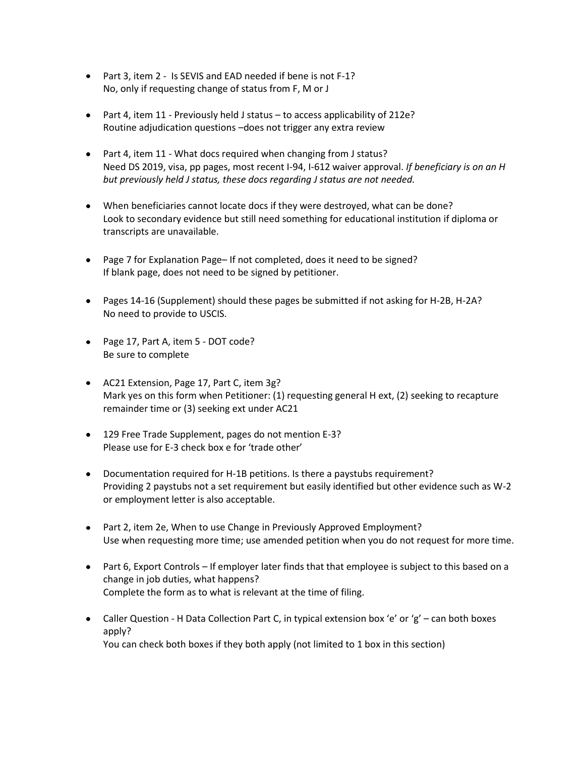- Part 3, item 2 - Is SEVIS and EAD needed if bene is not F-1?
  No, only if requesting change of status from F, M or J

- Part 4, item 11 - Previously held J status – to access applicability of 212e?
  Routine adjudication questions –does not trigger any extra review

- Part 4, item 11 - What docs required when changing from J status?
  Need DS 2019, visa, pp pages, most recent I-94, I-612 waiver approval. *If beneficiary is on an H but previously held J status, these docs regarding J status are not needed.*

- When beneficiaries cannot locate docs if they were destroyed, what can be done?
  Look to secondary evidence but still need something for educational institution if diploma or transcripts are unavailable.

- Page 7 for Explanation Page– If not completed, does it need to be signed?
  If blank page, does not need to be signed by petitioner.

- Pages 14-16 (Supplement) should these pages be submitted if not asking for H-2B, H-2A?
  No need to provide to USCIS.

- Page 17, Part A, item 5 - DOT code?
  Be sure to complete

- AC21 Extension, Page 17, Part C, item 3g?
  Mark yes on this form when Petitioner: (1) requesting general H ext, (2) seeking to recapture remainder time or (3) seeking ext under AC21

- 129 Free Trade Supplement, pages do not mention E-3?
  Please use for E-3 check box e for 'trade other'

- Documentation required for H-1B petitions. Is there a paystubs requirement?
  Providing 2 paystubs not a set requirement but easily identified but other evidence such as W-2 or employment letter is also acceptable.

- Part 2, item 2e, When to use Change in Previously Approved Employment?
  Use when requesting more time; use amended petition when you do not request for more time.

- Part 6, Export Controls – If employer later finds that that employee is subject to this based on a change in job duties, what happens?
  Complete the form as to what is relevant at the time of filing.

- Caller Question - H Data Collection Part C, in typical extension box 'e' or 'g' – can both boxes apply?
  You can check both boxes if they both apply (not limited to 1 box in this section)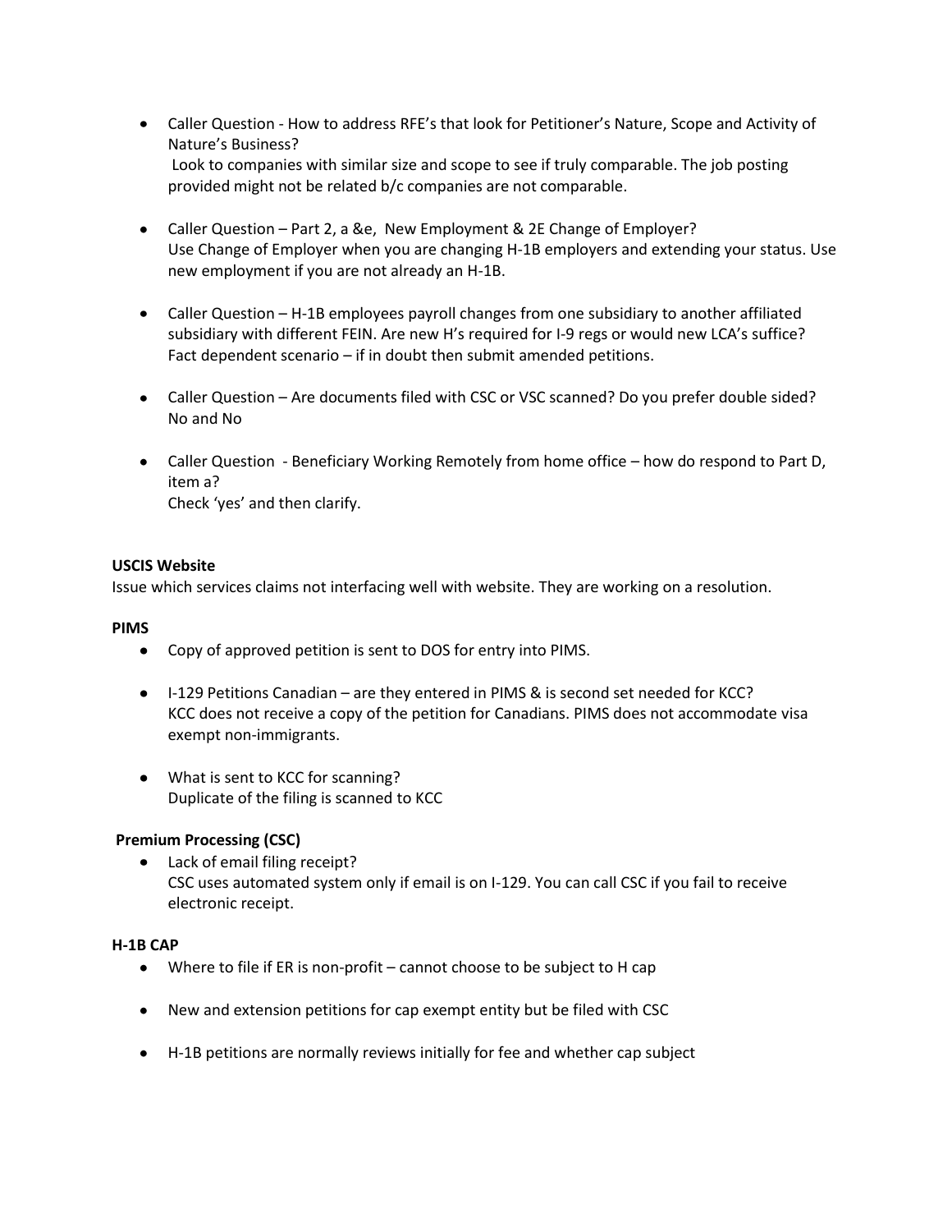- Caller Question - How to address RFE's that look for Petitioner's Nature, Scope and Activity of Nature's Business?
  Look to companies with similar size and scope to see if truly comparable. The job posting provided might not be related b/c companies are not comparable.

- Caller Question – Part 2, a &e, New Employment & 2E Change of Employer?
  Use Change of Employer when you are changing H-1B employers and extending your status. Use new employment if you are not already an H-1B.

- Caller Question – H-1B employees payroll changes from one subsidiary to another affiliated subsidiary with different FEIN. Are new H's required for I-9 regs or would new LCA's suffice?
  Fact dependent scenario – if in doubt then submit amended petitions.

- Caller Question – Are documents filed with CSC or VSC scanned? Do you prefer double sided?
  No and No

- Caller Question - Beneficiary Working Remotely from home office – how do respond to Part D, item a?
  Check 'yes' and then clarify.

**USCIS Website**

Issue which services claims not interfacing well with website. They are working on a resolution.

**PIMS**

- Copy of approved petition is sent to DOS for entry into PIMS.

- I-129 Petitions Canadian – are they entered in PIMS & is second set needed for KCC?
  KCC does not receive a copy of the petition for Canadians. PIMS does not accommodate visa exempt non-immigrants.

- What is sent to KCC for scanning?
  Duplicate of the filing is scanned to KCC

**Premium Processing (CSC)**

- Lack of email filing receipt?
  CSC uses automated system only if email is on I-129. You can call CSC if you fail to receive electronic receipt.

**H-1B CAP**

- Where to file if ER is non-profit – cannot choose to be subject to H cap

- New and extension petitions for cap exempt entity but be filed with CSC

- H-1B petitions are normally reviews initially for fee and whether cap subject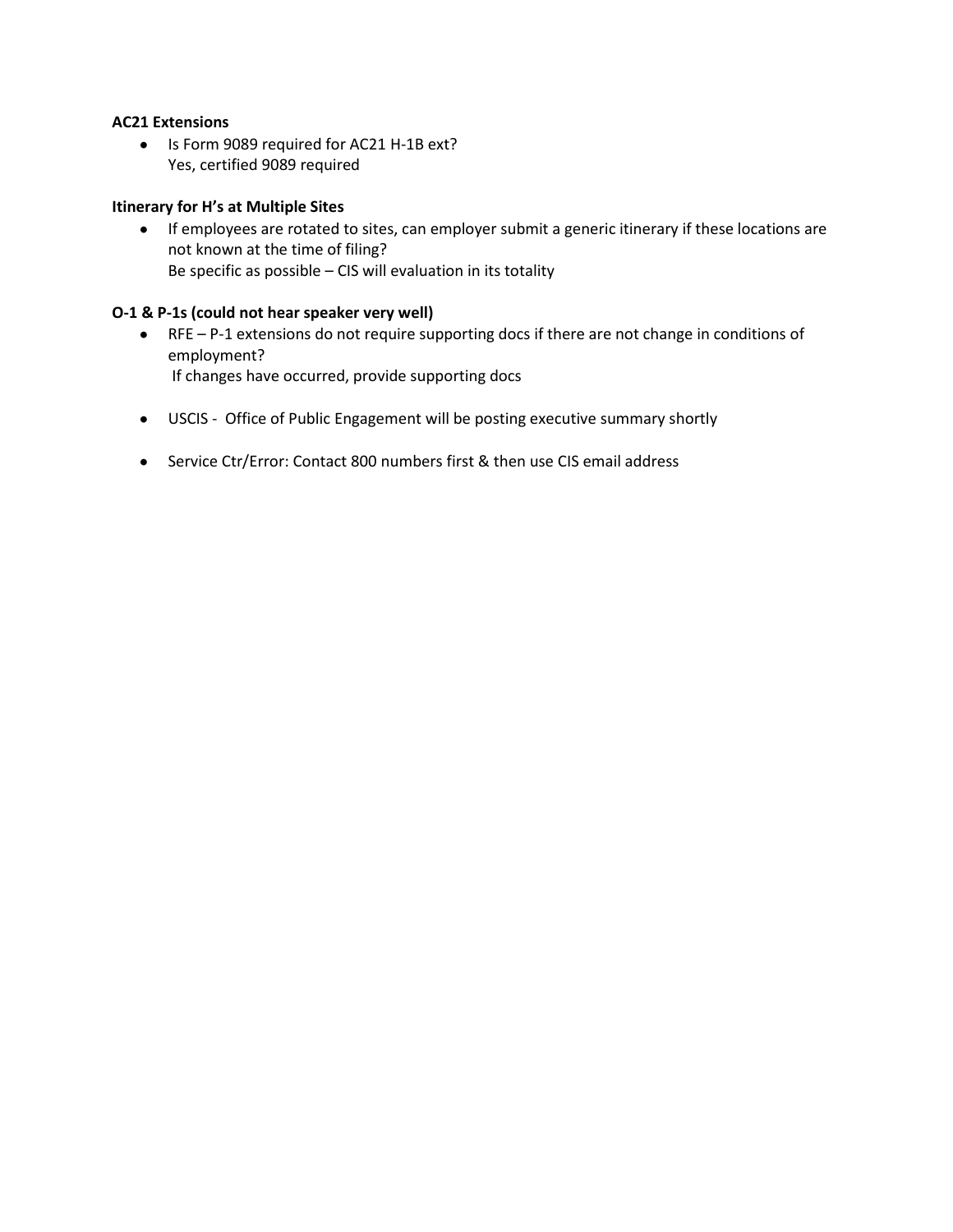**AC21 Extensions**

- Is Form 9089 required for AC21 H-1B ext?
  Yes, certified 9089 required

**Itinerary for H's at Multiple Sites**

- If employees are rotated to sites, can employer submit a generic itinerary if these locations are not known at the time of filing?
  Be specific as possible – CIS will evaluation in its totality

**O-1 & P-1s (could not hear speaker very well)**

- RFE – P-1 extensions do not require supporting docs if there are not change in conditions of employment?
  If changes have occurred, provide supporting docs

- USCIS - Office of Public Engagement will be posting executive summary shortly

- Service Ctr/Error: Contact 800 numbers first & then use CIS email address